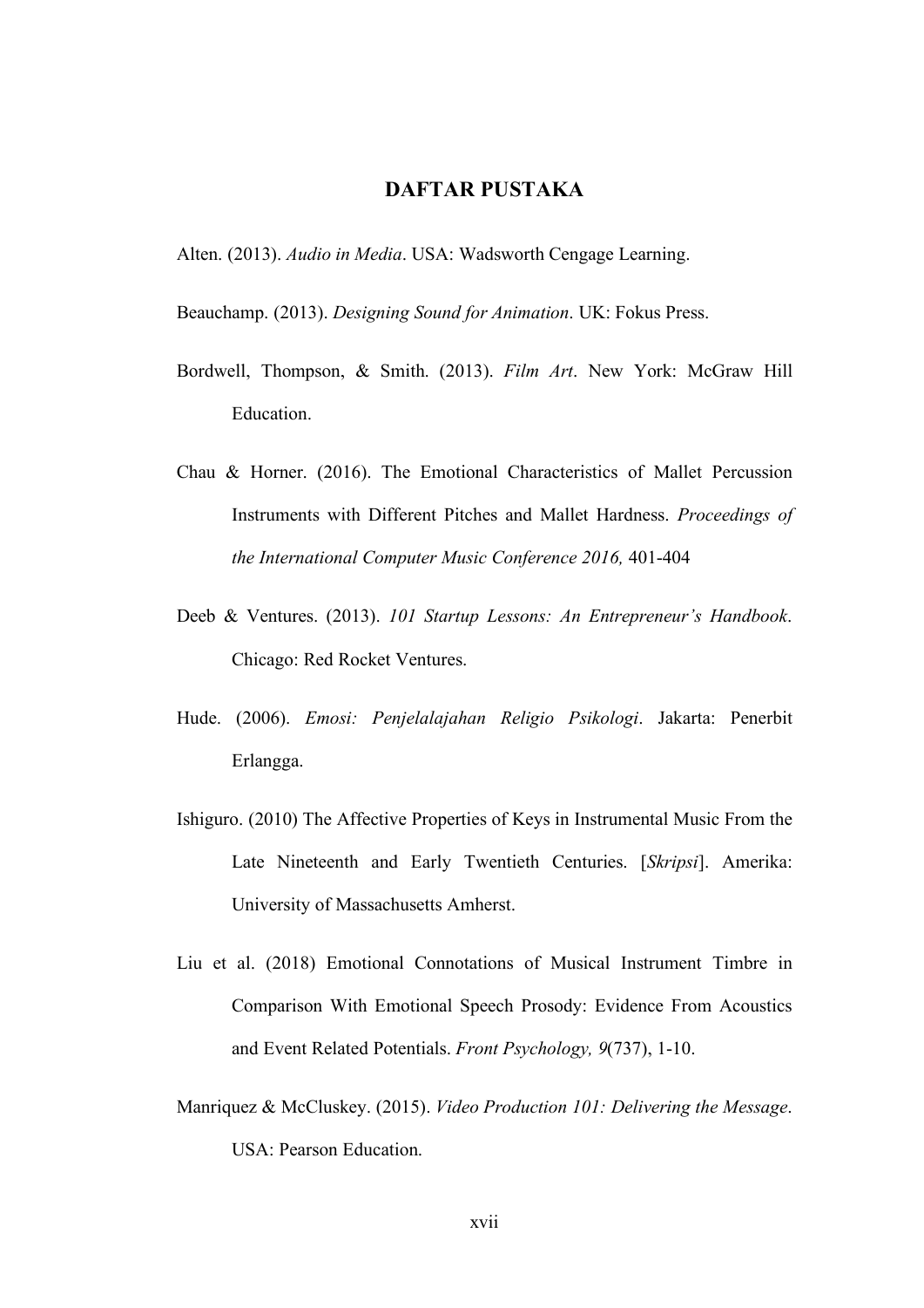# DAFTAR PUSTAKA

Alten. (2013). *Audio in Media*. USA: Wadsworth Cengage Learning.

Beauchamp. (2013). *Designing Sound for Animation*. UK: Fokus Press.

Bordwell, Thompson, & Smith. (2013). *Film Art*. New York: McGraw Hill Education.

Chau & Horner. (2016). The Emotional Characteristics of Mallet Percussion Instruments with Different Pitches and Mallet Hardness. *Proceedings of the International Computer Music Conference 2016,* 401-404

Deeb & Ventures. (2013). *101 Startup Lessons: An Entrepreneur's Handbook*. Chicago: Red Rocket Ventures.

Hude. (2006). *Emosi: Penjelalajahan Religio Psikologi*. Jakarta: Penerbit Erlangga.

Ishiguro. (2010) The Affective Properties of Keys in Instrumental Music From the Late Nineteenth and Early Twentieth Centuries. [*Skripsi*]. Amerika: University of Massachusetts Amherst.

Liu et al. (2018) Emotional Connotations of Musical Instrument Timbre in Comparison With Emotional Speech Prosody: Evidence From Acoustics and Event Related Potentials. *Front Psychology, 9*(737), 1-10.

Manriquez & McCluskey. (2015). *Video Production 101: Delivering the Message*. USA: Pearson Education.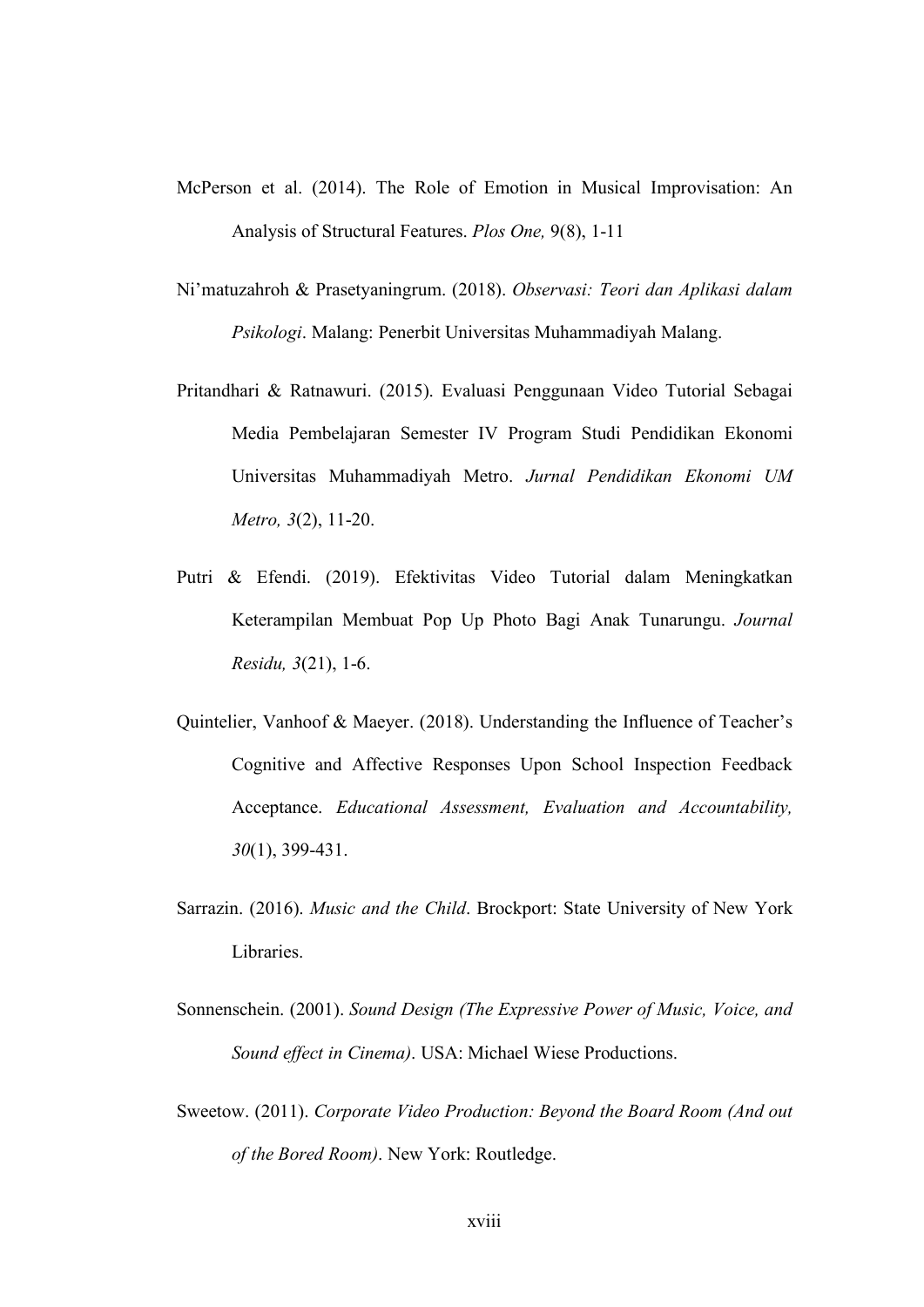McPerson et al. (2014). The Role of Emotion in Musical Improvisation: An Analysis of Structural Features. *Plos One,* 9(8), 1-11

Ni'matuzahroh & Prasetyaningrum. (2018). *Observasi: Teori dan Aplikasi dalam Psikologi*. Malang: Penerbit Universitas Muhammadiyah Malang.

Pritandhari & Ratnawuri. (2015). Evaluasi Penggunaan Video Tutorial Sebagai Media Pembelajaran Semester IV Program Studi Pendidikan Ekonomi Universitas Muhammadiyah Metro. *Jurnal Pendidikan Ekonomi UM Metro, 3*(2), 11-20.

Putri & Efendi. (2019). Efektivitas Video Tutorial dalam Meningkatkan Keterampilan Membuat Pop Up Photo Bagi Anak Tunarungu. *Journal Residu, 3*(21), 1-6.

Quintelier, Vanhoof & Maeyer. (2018). Understanding the Influence of Teacher's Cognitive and Affective Responses Upon School Inspection Feedback Acceptance. *Educational Assessment, Evaluation and Accountability, 30*(1), 399-431.

Sarrazin. (2016). *Music and the Child*. Brockport: State University of New York Libraries.

Sonnenschein. (2001). *Sound Design (The Expressive Power of Music, Voice, and Sound effect in Cinema)*. USA: Michael Wiese Productions.

Sweetow. (2011). *Corporate Video Production: Beyond the Board Room (And out of the Bored Room)*. New York: Routledge.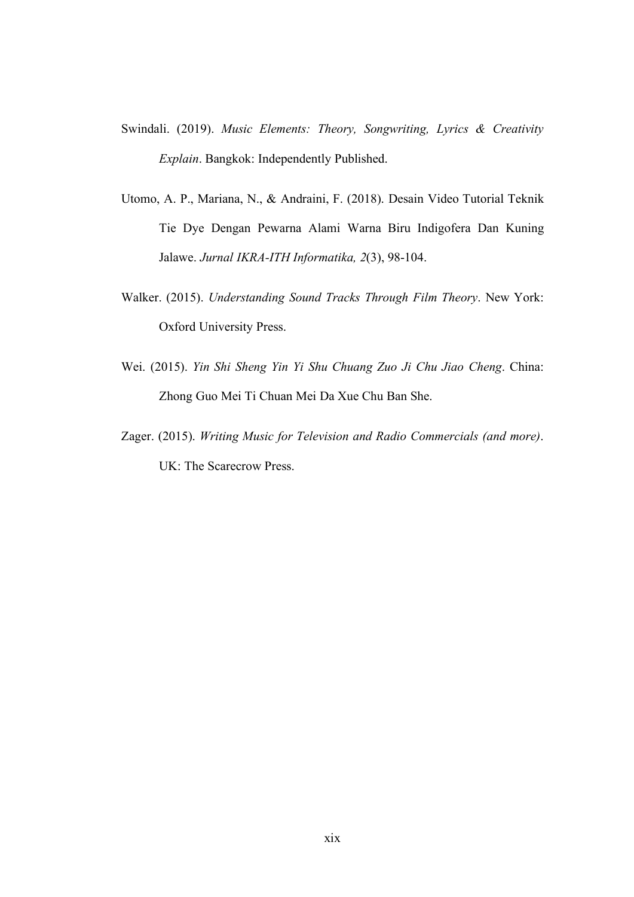Swindali. (2019). *Music Elements: Theory, Songwriting, Lyrics & Creativity Explain*. Bangkok: Independently Published.

Utomo, A. P., Mariana, N., & Andraini, F. (2018). Desain Video Tutorial Teknik Tie Dye Dengan Pewarna Alami Warna Biru Indigofera Dan Kuning Jalawe. *Jurnal IKRA-ITH Informatika, 2*(3), 98-104.

Walker. (2015). *Understanding Sound Tracks Through Film Theory*. New York: Oxford University Press.

Wei. (2015). *Yin Shi Sheng Yin Yi Shu Chuang Zuo Ji Chu Jiao Cheng*. China: Zhong Guo Mei Ti Chuan Mei Da Xue Chu Ban She.

Zager. (2015). *Writing Music for Television and Radio Commercials (and more)*. UK: The Scarecrow Press.